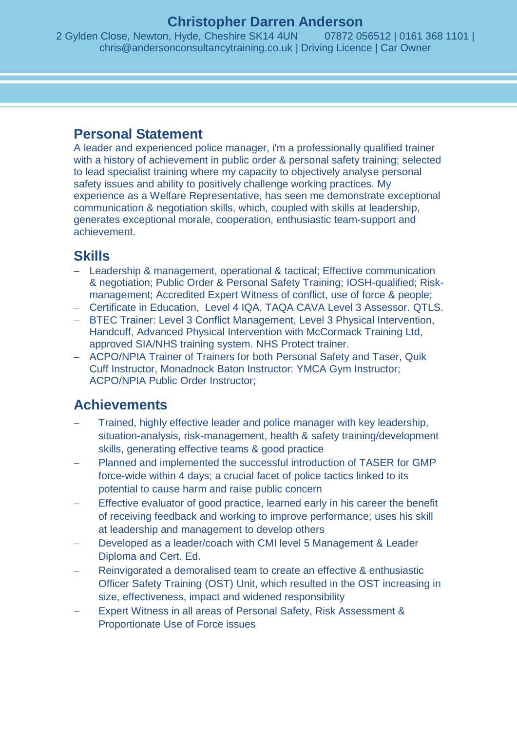# Christopher Darren Anderson

2 Gylden Close, Newton, Hyde, Cheshire SK14 4UN 07872 056512 | 0161 368 1101 | chris@andersonconsultancytraining.co.uk | Driving Licence | Car Owner

## Personal Statement

A leader and experienced police manager, i'm a professionally qualified trainer with a history of achievement in public order & personal safety training; selected to lead specialist training where my capacity to objectively analyse personal safety issues and ability to positively challenge working practices. My experience as a Welfare Representative, has seen me demonstrate exceptional communication & negotiation skills, which, coupled with skills at leadership, generates exceptional morale, cooperation, enthusiastic team-support and achievement.

## Skills

- Leadership & management, operational & tactical; Effective communication & negotiation; Public Order & Personal Safety Training; IOSH-qualified; Risk-management; Accredited Expert Witness of conflict, use of force & people;
- Certificate in Education, Level 4 IQA, TAQA CAVA Level 3 Assessor. QTLS.
- BTEC Trainer: Level 3 Conflict Management, Level 3 Physical Intervention, Handcuff, Advanced Physical Intervention with McCormack Training Ltd, approved SIA/NHS training system. NHS Protect trainer.
- ACPO/NPIA Trainer of Trainers for both Personal Safety and Taser, Quik Cuff Instructor, Monadnock Baton Instructor: YMCA Gym Instructor; ACPO/NPIA Public Order Instructor;

## Achievements

- Trained, highly effective leader and police manager with key leadership, situation-analysis, risk-management, health & safety training/development skills, generating effective teams & good practice
- Planned and implemented the successful introduction of TASER for GMP force-wide within 4 days; a crucial facet of police tactics linked to its potential to cause harm and raise public concern
- Effective evaluator of good practice, learned early in his career the benefit of receiving feedback and working to improve performance; uses his skill at leadership and management to develop others
- Developed as a leader/coach with CMI level 5 Management & Leader Diploma and Cert. Ed.
- Reinvigorated a demoralised team to create an effective & enthusiastic Officer Safety Training (OST) Unit, which resulted in the OST increasing in size, effectiveness, impact and widened responsibility
- Expert Witness in all areas of Personal Safety, Risk Assessment & Proportionate Use of Force issues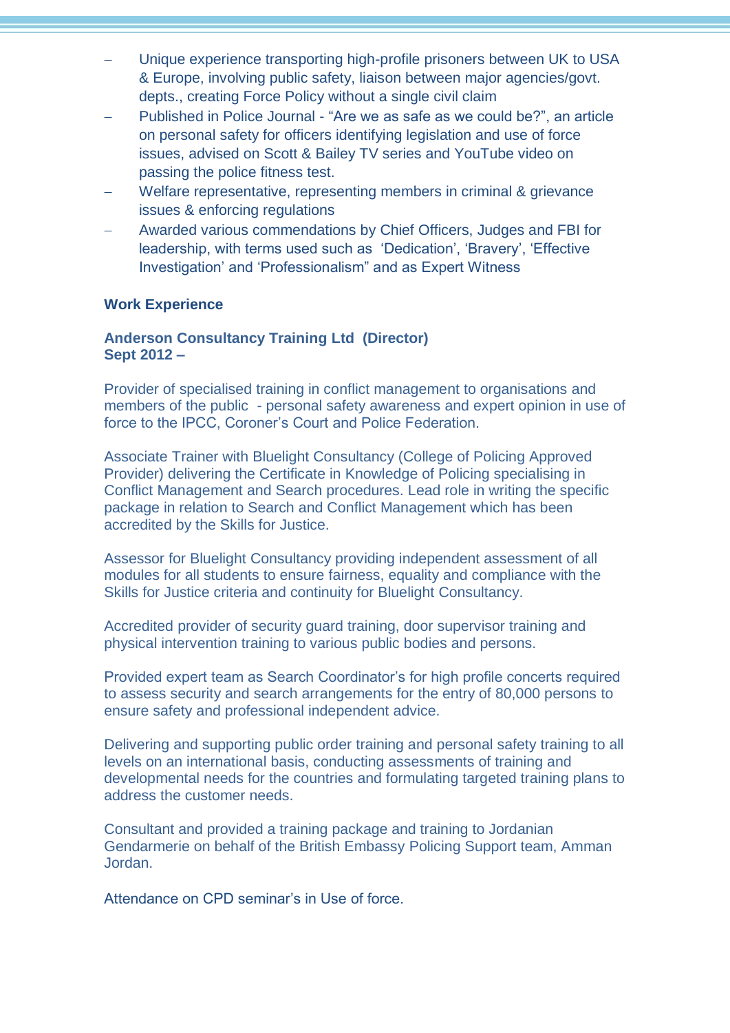- Unique experience transporting high-profile prisoners between UK to USA & Europe, involving public safety, liaison between major agencies/govt. depts., creating Force Policy without a single civil claim
- Published in Police Journal - "Are we as safe as we could be?", an article on personal safety for officers identifying legislation and use of force issues, advised on Scott & Bailey TV series and YouTube video on passing the police fitness test.
- Welfare representative, representing members in criminal & grievance issues & enforcing regulations
- Awarded various commendations by Chief Officers, Judges and FBI for leadership, with terms used such as 'Dedication', 'Bravery', 'Effective Investigation' and 'Professionalism" and as Expert Witness

## Work Experience

### Anderson Consultancy Training Ltd (Director)
**Sept 2012 –**

Provider of specialised training in conflict management to organisations and members of the public - personal safety awareness and expert opinion in use of force to the IPCC, Coroner's Court and Police Federation.

Associate Trainer with Bluelight Consultancy (College of Policing Approved Provider) delivering the Certificate in Knowledge of Policing specialising in Conflict Management and Search procedures. Lead role in writing the specific package in relation to Search and Conflict Management which has been accredited by the Skills for Justice.

Assessor for Bluelight Consultancy providing independent assessment of all modules for all students to ensure fairness, equality and compliance with the Skills for Justice criteria and continuity for Bluelight Consultancy.

Accredited provider of security guard training, door supervisor training and physical intervention training to various public bodies and persons.

Provided expert team as Search Coordinator's for high profile concerts required to assess security and search arrangements for the entry of 80,000 persons to ensure safety and professional independent advice.

Delivering and supporting public order training and personal safety training to all levels on an international basis, conducting assessments of training and developmental needs for the countries and formulating targeted training plans to address the customer needs.

Consultant and provided a training package and training to Jordanian Gendarmerie on behalf of the British Embassy Policing Support team, Amman Jordan.

Attendance on CPD seminar's in Use of force.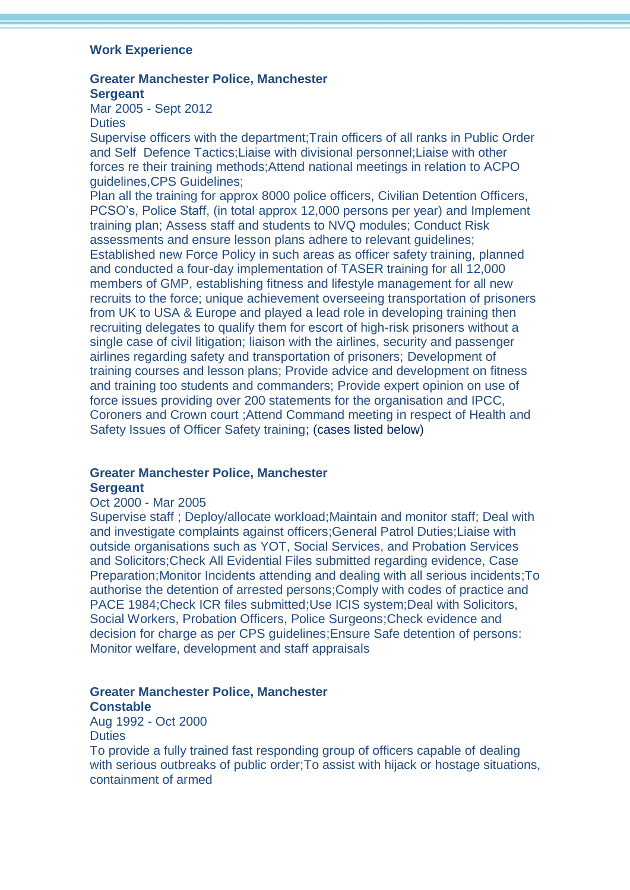## Work Experience

**Greater Manchester Police, Manchester**
**Sergeant**
Mar 2005 - Sept 2012
Duties

Supervise officers with the department;Train officers of all ranks in Public Order and Self  Defence Tactics;Liaise with divisional personnel;Liaise with other forces re their training methods;Attend national meetings in relation to ACPO guidelines,CPS Guidelines;
Plan all the training for approx 8000 police officers, Civilian Detention Officers, PCSO's, Police Staff, (in total approx 12,000 persons per year) and Implement training plan; Assess staff and students to NVQ modules; Conduct Risk assessments and ensure lesson plans adhere to relevant guidelines;
Established new Force Policy in such areas as officer safety training, planned and conducted a four-day implementation of TASER training for all 12,000 members of GMP, establishing fitness and lifestyle management for all new recruits to the force; unique achievement overseeing transportation of prisoners from UK to USA & Europe and played a lead role in developing training then recruiting delegates to qualify them for escort of high-risk prisoners without a single case of civil litigation; liaison with the airlines, security and passenger airlines regarding safety and transportation of prisoners; Development of training courses and lesson plans; Provide advice and development on fitness and training too students and commanders; Provide expert opinion on use of force issues providing over 200 statements for the organisation and IPCC, Coroners and Crown court ;Attend Command meeting in respect of Health and Safety Issues of Officer Safety training; (cases listed below)

**Greater Manchester Police, Manchester**
**Sergeant**
Oct 2000 - Mar 2005

Supervise staff ; Deploy/allocate workload;Maintain and monitor staff; Deal with and investigate complaints against officers;General Patrol Duties;Liaise with outside organisations such as YOT, Social Services, and Probation Services and Solicitors;Check All Evidential Files submitted regarding evidence, Case Preparation;Monitor Incidents attending and dealing with all serious incidents;To authorise the detention of arrested persons;Comply with codes of practice and PACE 1984;Check ICR files submitted;Use ICIS system;Deal with Solicitors, Social Workers, Probation Officers, Police Surgeons;Check evidence and decision for charge as per CPS guidelines;Ensure Safe detention of persons: Monitor welfare, development and staff appraisals

**Greater Manchester Police, Manchester**
**Constable**
Aug 1992 - Oct 2000
Duties

To provide a fully trained fast responding group of officers capable of dealing with serious outbreaks of public order;To assist with hijack or hostage situations, containment of armed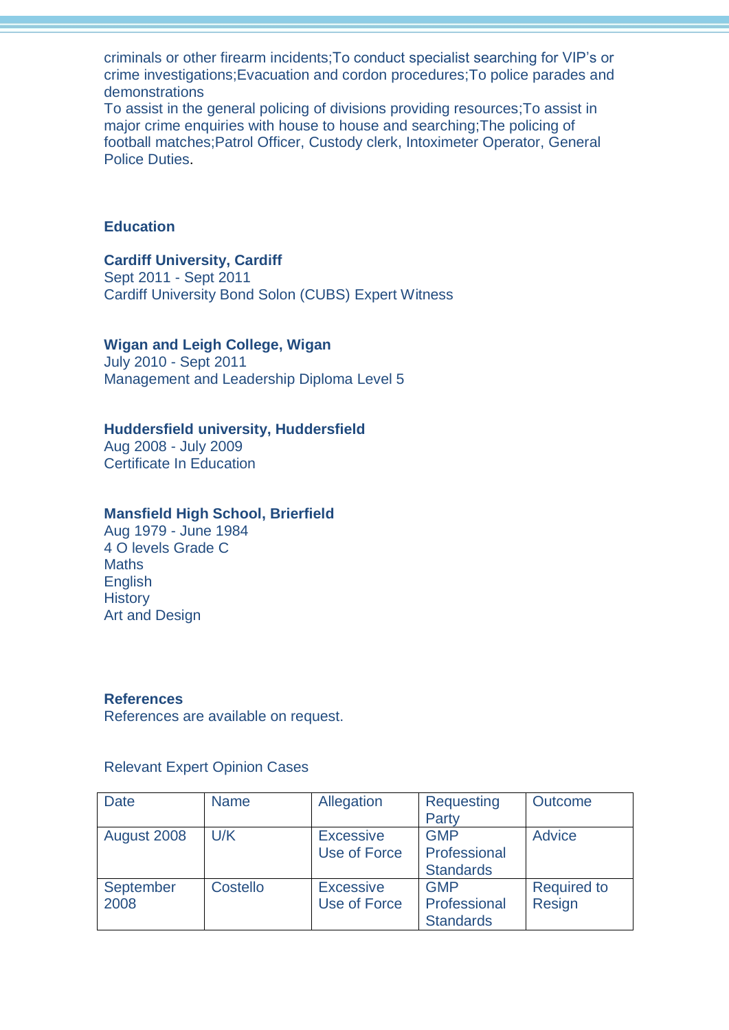criminals or other firearm incidents;To conduct specialist searching for VIP's or crime investigations;Evacuation and cordon procedures;To police parades and demonstrations
To assist in the general policing of divisions providing resources;To assist in major crime enquiries with house to house and searching;The policing of football matches;Patrol Officer, Custody clerk, Intoximeter Operator, General Police Duties.

## Education

**Cardiff University, Cardiff**
Sept 2011 - Sept 2011
Cardiff University Bond Solon (CUBS) Expert Witness

**Wigan and Leigh College, Wigan**
July 2010 - Sept 2011
Management and Leadership Diploma Level 5

**Huddersfield university, Huddersfield**
Aug 2008 - July 2009
Certificate In Education

**Mansfield High School, Brierfield**
Aug 1979 - June 1984
4 O levels Grade C
Maths
English
History
Art and Design

## References

References are available on request.

Relevant Expert Opinion Cases

| Date | Name | Allegation | Requesting Party | Outcome |
|---|---|---|---|---|
| August 2008 | U/K | Excessive Use of Force | GMP Professional Standards | Advice |
| September 2008 | Costello | Excessive Use of Force | GMP Professional Standards | Required to Resign |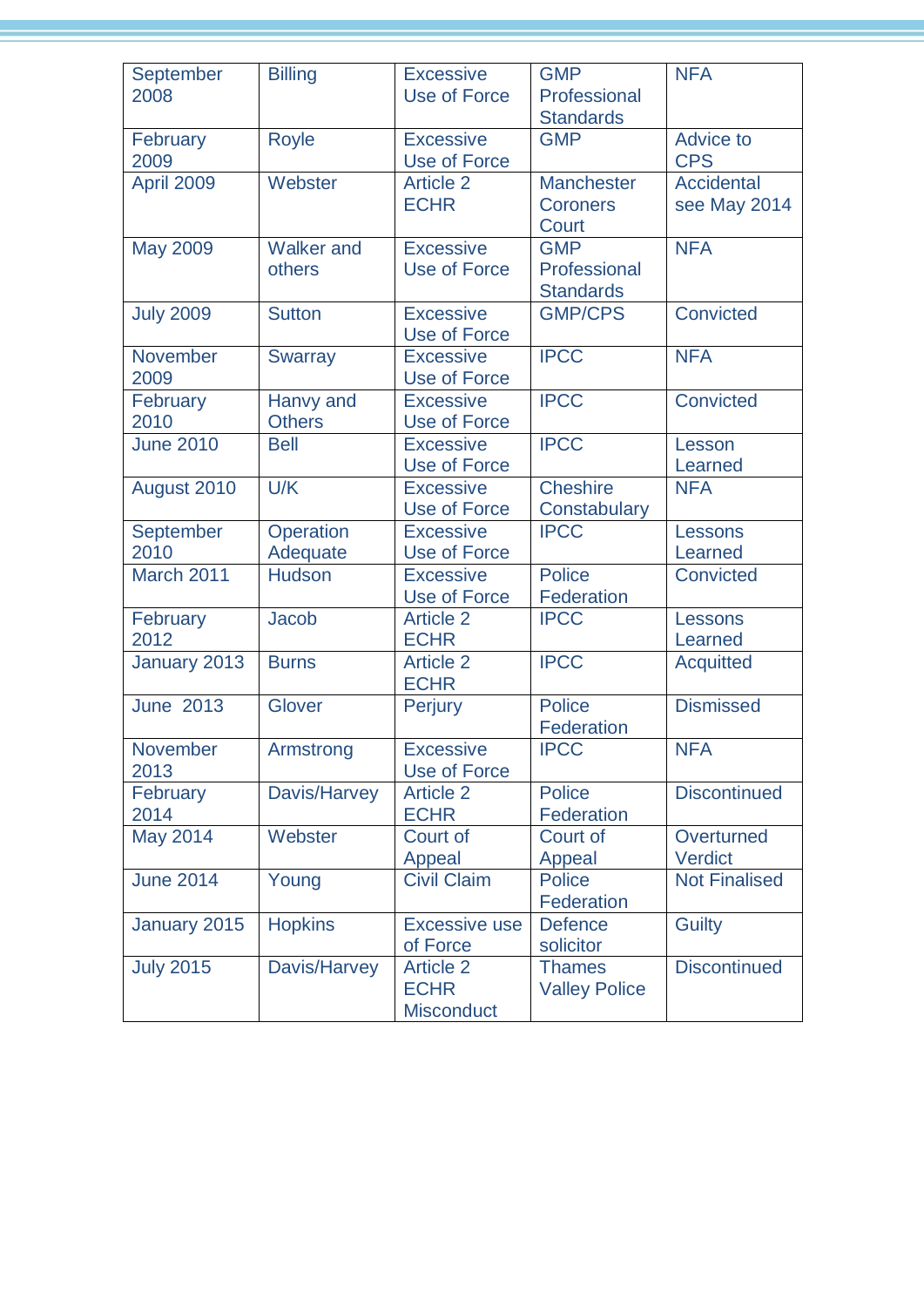| | | | | |
|---|---|---|---|---|
| September 2008 | Billing | Excessive Use of Force | GMP Professional Standards | NFA |
| February 2009 | Royle | Excessive Use of Force | GMP | Advice to CPS |
| April 2009 | Webster | Article 2 ECHR | Manchester Coroners Court | Accidental see May 2014 |
| May 2009 | Walker and others | Excessive Use of Force | GMP Professional Standards | NFA |
| July 2009 | Sutton | Excessive Use of Force | GMP/CPS | Convicted |
| November 2009 | Swarray | Excessive Use of Force | IPCC | NFA |
| February 2010 | Hanvy and Others | Excessive Use of Force | IPCC | Convicted |
| June 2010 | Bell | Excessive Use of Force | IPCC | Lesson Learned |
| August 2010 | U/K | Excessive Use of Force | Cheshire Constabulary | NFA |
| September 2010 | Operation Adequate | Excessive Use of Force | IPCC | Lessons Learned |
| March 2011 | Hudson | Excessive Use of Force | Police Federation | Convicted |
| February 2012 | Jacob | Article 2 ECHR | IPCC | Lessons Learned |
| January 2013 | Burns | Article 2 ECHR | IPCC | Acquitted |
| June 2013 | Glover | Perjury | Police Federation | Dismissed |
| November 2013 | Armstrong | Excessive Use of Force | IPCC | NFA |
| February 2014 | Davis/Harvey | Article 2 ECHR | Police Federation | Discontinued |
| May 2014 | Webster | Court of Appeal | Court of Appeal | Overturned Verdict |
| June 2014 | Young | Civil Claim | Police Federation | Not Finalised |
| January 2015 | Hopkins | Excessive use of Force | Defence solicitor | Guilty |
| July 2015 | Davis/Harvey | Article 2 ECHR Misconduct | Thames Valley Police | Discontinued |